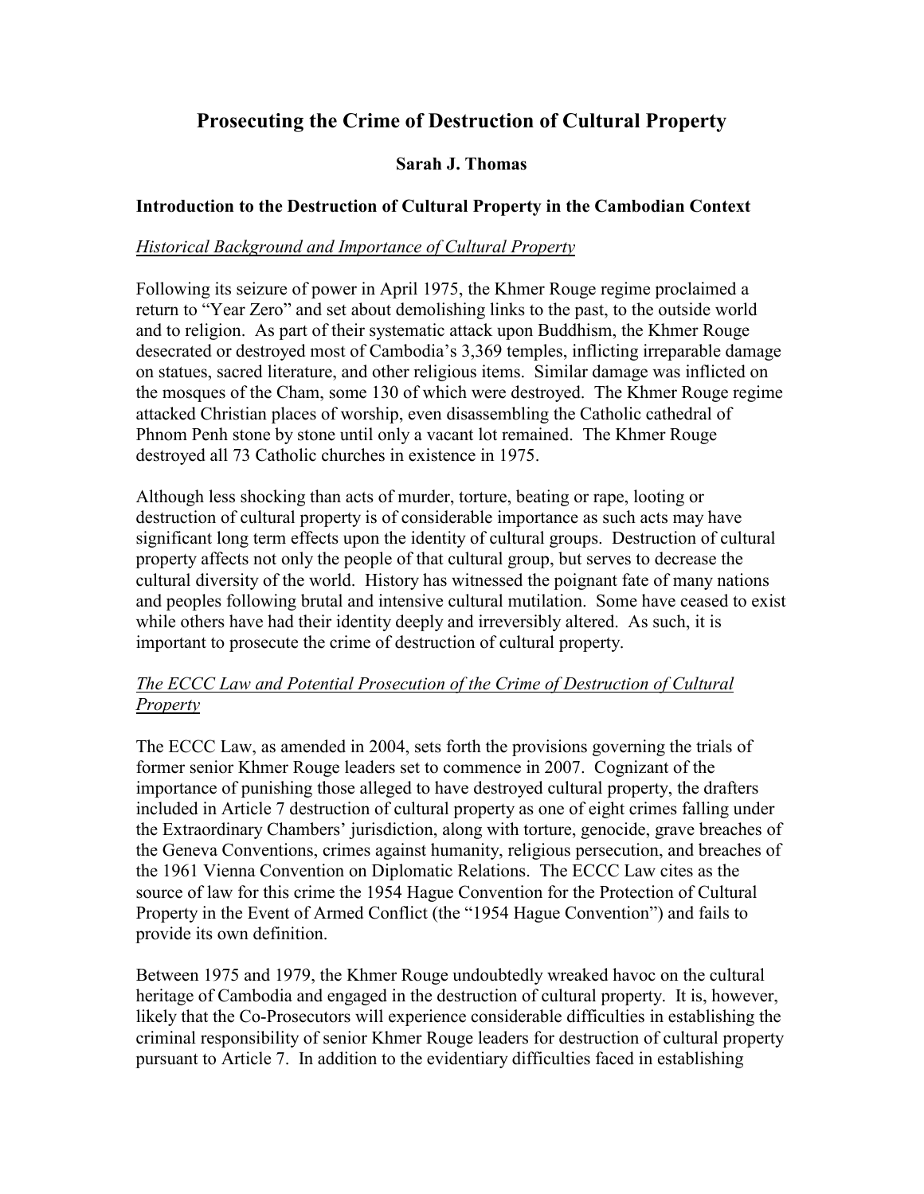# Prosecuting the Crime of Destruction of Cultural Property

**Sarah J. Thomas**

## Introduction to the Destruction of Cultural Property in the Cambodian Context

### *Historical Background and Importance of Cultural Property*

Following its seizure of power in April 1975, the Khmer Rouge regime proclaimed a return to "Year Zero" and set about demolishing links to the past, to the outside world and to religion. As part of their systematic attack upon Buddhism, the Khmer Rouge desecrated or destroyed most of Cambodia's 3,369 temples, inflicting irreparable damage on statues, sacred literature, and other religious items. Similar damage was inflicted on the mosques of the Cham, some 130 of which were destroyed. The Khmer Rouge regime attacked Christian places of worship, even disassembling the Catholic cathedral of Phnom Penh stone by stone until only a vacant lot remained. The Khmer Rouge destroyed all 73 Catholic churches in existence in 1975.

Although less shocking than acts of murder, torture, beating or rape, looting or destruction of cultural property is of considerable importance as such acts may have significant long term effects upon the identity of cultural groups. Destruction of cultural property affects not only the people of that cultural group, but serves to decrease the cultural diversity of the world. History has witnessed the poignant fate of many nations and peoples following brutal and intensive cultural mutilation. Some have ceased to exist while others have had their identity deeply and irreversibly altered. As such, it is important to prosecute the crime of destruction of cultural property.

### *The ECCC Law and Potential Prosecution of the Crime of Destruction of Cultural Property*

The ECCC Law, as amended in 2004, sets forth the provisions governing the trials of former senior Khmer Rouge leaders set to commence in 2007. Cognizant of the importance of punishing those alleged to have destroyed cultural property, the drafters included in Article 7 destruction of cultural property as one of eight crimes falling under the Extraordinary Chambers' jurisdiction, along with torture, genocide, grave breaches of the Geneva Conventions, crimes against humanity, religious persecution, and breaches of the 1961 Vienna Convention on Diplomatic Relations. The ECCC Law cites as the source of law for this crime the 1954 Hague Convention for the Protection of Cultural Property in the Event of Armed Conflict (the "1954 Hague Convention") and fails to provide its own definition.

Between 1975 and 1979, the Khmer Rouge undoubtedly wreaked havoc on the cultural heritage of Cambodia and engaged in the destruction of cultural property. It is, however, likely that the Co-Prosecutors will experience considerable difficulties in establishing the criminal responsibility of senior Khmer Rouge leaders for destruction of cultural property pursuant to Article 7. In addition to the evidentiary difficulties faced in establishing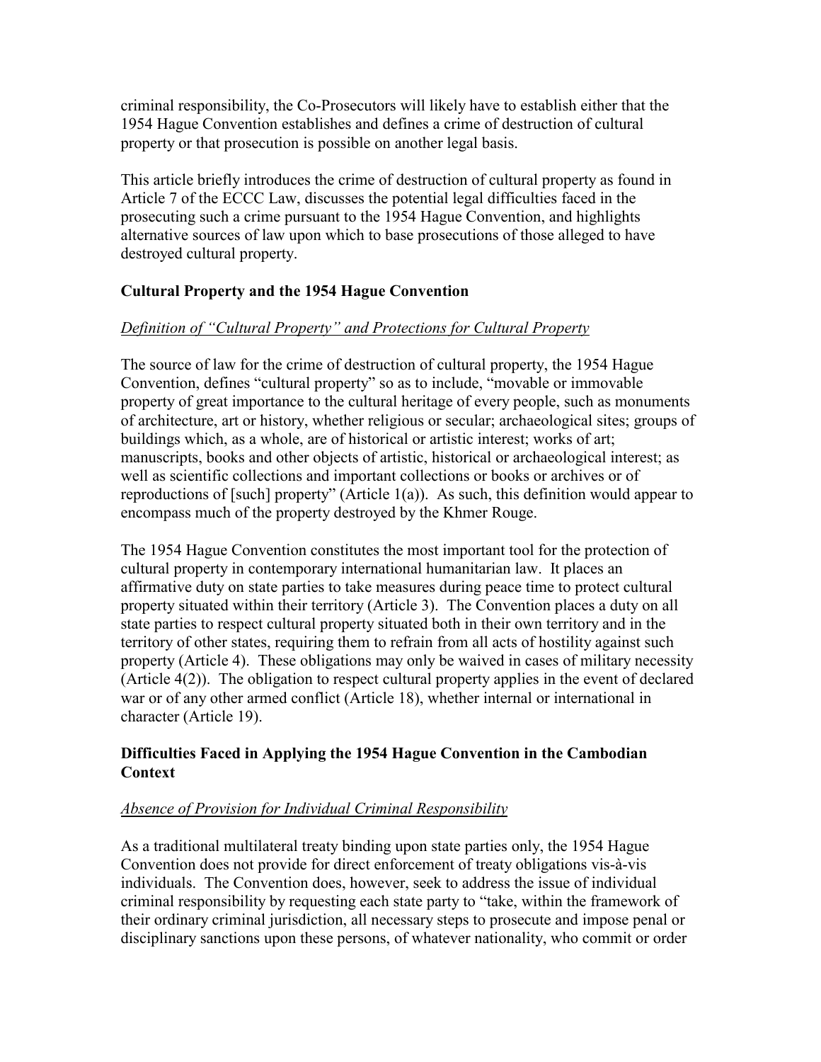criminal responsibility, the Co-Prosecutors will likely have to establish either that the 1954 Hague Convention establishes and defines a crime of destruction of cultural property or that prosecution is possible on another legal basis.

This article briefly introduces the crime of destruction of cultural property as found in Article 7 of the ECCC Law, discusses the potential legal difficulties faced in the prosecuting such a crime pursuant to the 1954 Hague Convention, and highlights alternative sources of law upon which to base prosecutions of those alleged to have destroyed cultural property.

## Cultural Property and the 1954 Hague Convention

### *Definition of "Cultural Property" and Protections for Cultural Property*

The source of law for the crime of destruction of cultural property, the 1954 Hague Convention, defines "cultural property" so as to include, "movable or immovable property of great importance to the cultural heritage of every people, such as monuments of architecture, art or history, whether religious or secular; archaeological sites; groups of buildings which, as a whole, are of historical or artistic interest; works of art; manuscripts, books and other objects of artistic, historical or archaeological interest; as well as scientific collections and important collections or books or archives or of reproductions of [such] property" (Article 1(a)). As such, this definition would appear to encompass much of the property destroyed by the Khmer Rouge.

The 1954 Hague Convention constitutes the most important tool for the protection of cultural property in contemporary international humanitarian law. It places an affirmative duty on state parties to take measures during peace time to protect cultural property situated within their territory (Article 3). The Convention places a duty on all state parties to respect cultural property situated both in their own territory and in the territory of other states, requiring them to refrain from all acts of hostility against such property (Article 4). These obligations may only be waived in cases of military necessity (Article 4(2)). The obligation to respect cultural property applies in the event of declared war or of any other armed conflict (Article 18), whether internal or international in character (Article 19).

## Difficulties Faced in Applying the 1954 Hague Convention in the Cambodian Context

### *Absence of Provision for Individual Criminal Responsibility*

As a traditional multilateral treaty binding upon state parties only, the 1954 Hague Convention does not provide for direct enforcement of treaty obligations vis-à-vis individuals. The Convention does, however, seek to address the issue of individual criminal responsibility by requesting each state party to "take, within the framework of their ordinary criminal jurisdiction, all necessary steps to prosecute and impose penal or disciplinary sanctions upon these persons, of whatever nationality, who commit or order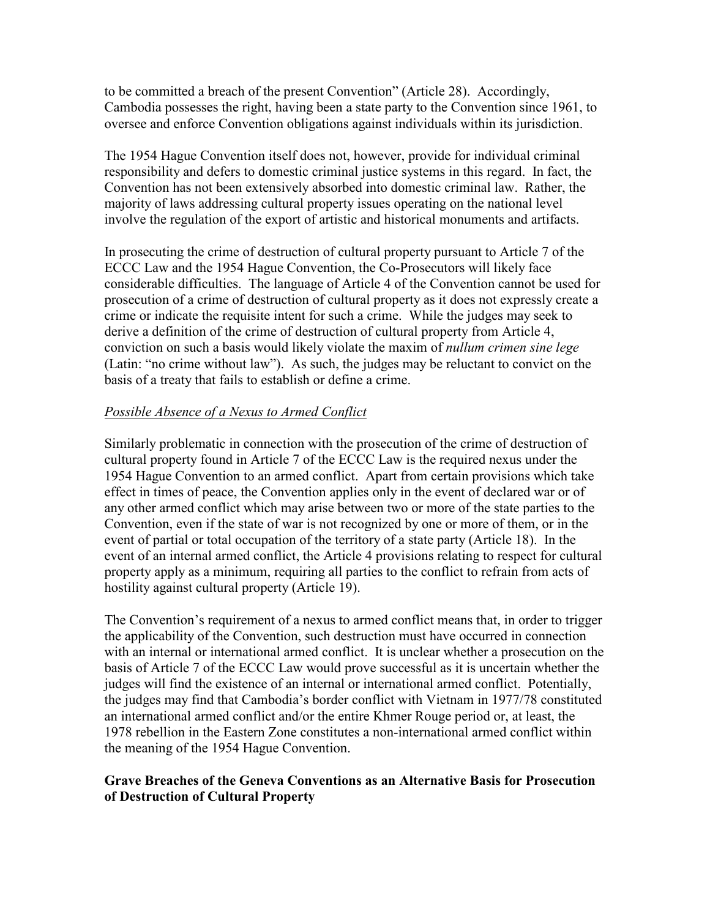to be committed a breach of the present Convention" (Article 28). Accordingly, Cambodia possesses the right, having been a state party to the Convention since 1961, to oversee and enforce Convention obligations against individuals within its jurisdiction.

The 1954 Hague Convention itself does not, however, provide for individual criminal responsibility and defers to domestic criminal justice systems in this regard. In fact, the Convention has not been extensively absorbed into domestic criminal law. Rather, the majority of laws addressing cultural property issues operating on the national level involve the regulation of the export of artistic and historical monuments and artifacts.

In prosecuting the crime of destruction of cultural property pursuant to Article 7 of the ECCC Law and the 1954 Hague Convention, the Co-Prosecutors will likely face considerable difficulties. The language of Article 4 of the Convention cannot be used for prosecution of a crime of destruction of cultural property as it does not expressly create a crime or indicate the requisite intent for such a crime. While the judges may seek to derive a definition of the crime of destruction of cultural property from Article 4, conviction on such a basis would likely violate the maxim of *nullum crimen sine lege* (Latin: "no crime without law"). As such, the judges may be reluctant to convict on the basis of a treaty that fails to establish or define a crime.

*Possible Absence of a Nexus to Armed Conflict*

Similarly problematic in connection with the prosecution of the crime of destruction of cultural property found in Article 7 of the ECCC Law is the required nexus under the 1954 Hague Convention to an armed conflict. Apart from certain provisions which take effect in times of peace, the Convention applies only in the event of declared war or of any other armed conflict which may arise between two or more of the state parties to the Convention, even if the state of war is not recognized by one or more of them, or in the event of partial or total occupation of the territory of a state party (Article 18). In the event of an internal armed conflict, the Article 4 provisions relating to respect for cultural property apply as a minimum, requiring all parties to the conflict to refrain from acts of hostility against cultural property (Article 19).

The Convention's requirement of a nexus to armed conflict means that, in order to trigger the applicability of the Convention, such destruction must have occurred in connection with an internal or international armed conflict. It is unclear whether a prosecution on the basis of Article 7 of the ECCC Law would prove successful as it is uncertain whether the judges will find the existence of an internal or international armed conflict. Potentially, the judges may find that Cambodia's border conflict with Vietnam in 1977/78 constituted an international armed conflict and/or the entire Khmer Rouge period or, at least, the 1978 rebellion in the Eastern Zone constitutes a non-international armed conflict within the meaning of the 1954 Hague Convention.

**Grave Breaches of the Geneva Conventions as an Alternative Basis for Prosecution of Destruction of Cultural Property**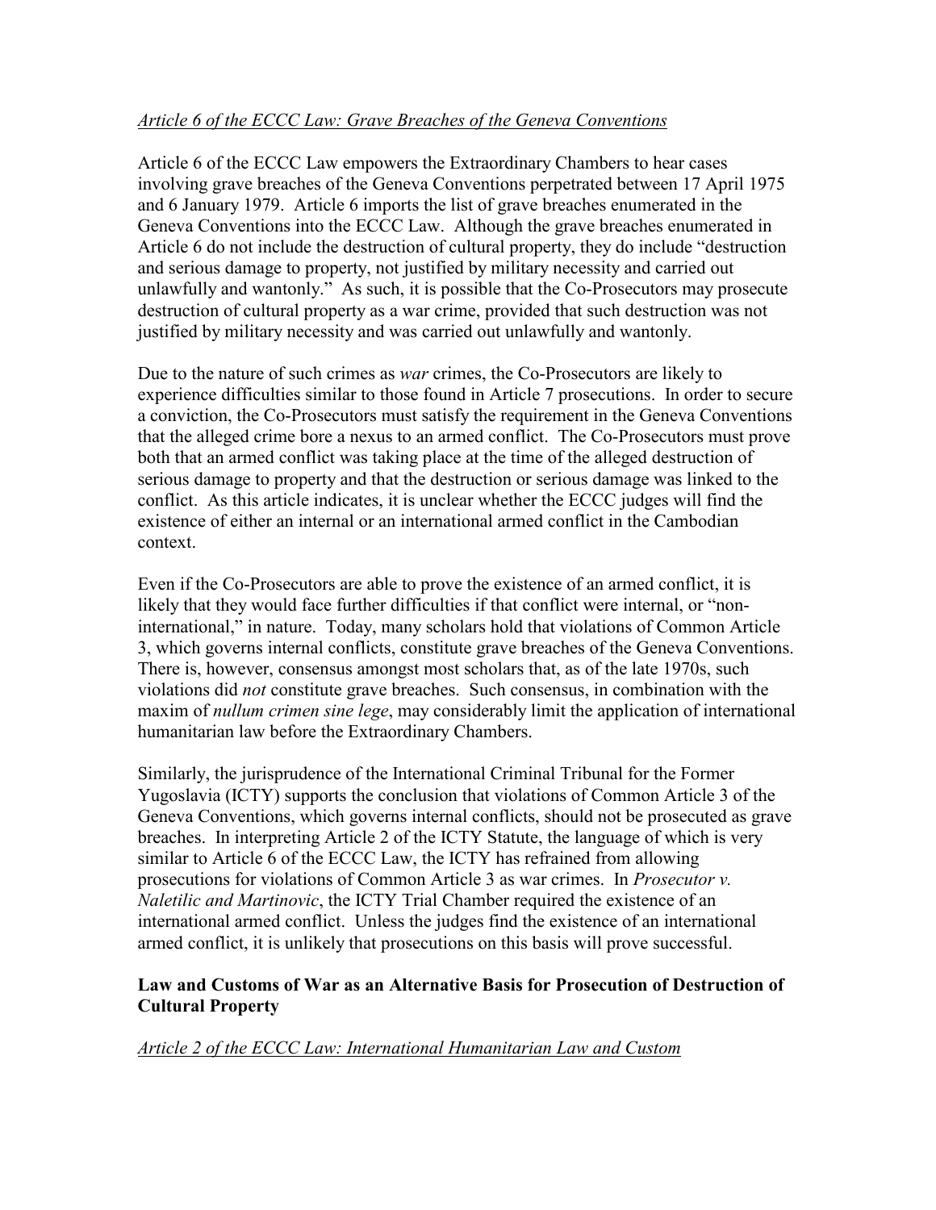*Article 6 of the ECCC Law: Grave Breaches of the Geneva Conventions*

Article 6 of the ECCC Law empowers the Extraordinary Chambers to hear cases involving grave breaches of the Geneva Conventions perpetrated between 17 April 1975 and 6 January 1979. Article 6 imports the list of grave breaches enumerated in the Geneva Conventions into the ECCC Law. Although the grave breaches enumerated in Article 6 do not include the destruction of cultural property, they do include "destruction and serious damage to property, not justified by military necessity and carried out unlawfully and wantonly." As such, it is possible that the Co-Prosecutors may prosecute destruction of cultural property as a war crime, provided that such destruction was not justified by military necessity and was carried out unlawfully and wantonly.

Due to the nature of such crimes as *war* crimes, the Co-Prosecutors are likely to experience difficulties similar to those found in Article 7 prosecutions. In order to secure a conviction, the Co-Prosecutors must satisfy the requirement in the Geneva Conventions that the alleged crime bore a nexus to an armed conflict. The Co-Prosecutors must prove both that an armed conflict was taking place at the time of the alleged destruction of serious damage to property and that the destruction or serious damage was linked to the conflict. As this article indicates, it is unclear whether the ECCC judges will find the existence of either an internal or an international armed conflict in the Cambodian context.

Even if the Co-Prosecutors are able to prove the existence of an armed conflict, it is likely that they would face further difficulties if that conflict were internal, or "non-international," in nature. Today, many scholars hold that violations of Common Article 3, which governs internal conflicts, constitute grave breaches of the Geneva Conventions. There is, however, consensus amongst most scholars that, as of the late 1970s, such violations did *not* constitute grave breaches. Such consensus, in combination with the maxim of *nullum crimen sine lege*, may considerably limit the application of international humanitarian law before the Extraordinary Chambers.

Similarly, the jurisprudence of the International Criminal Tribunal for the Former Yugoslavia (ICTY) supports the conclusion that violations of Common Article 3 of the Geneva Conventions, which governs internal conflicts, should not be prosecuted as grave breaches. In interpreting Article 2 of the ICTY Statute, the language of which is very similar to Article 6 of the ECCC Law, the ICTY has refrained from allowing prosecutions for violations of Common Article 3 as war crimes. In *Prosecutor v. Naletilic and Martinovic*, the ICTY Trial Chamber required the existence of an international armed conflict. Unless the judges find the existence of an international armed conflict, it is unlikely that prosecutions on this basis will prove successful.

**Law and Customs of War as an Alternative Basis for Prosecution of Destruction of Cultural Property**

*Article 2 of the ECCC Law: International Humanitarian Law and Custom*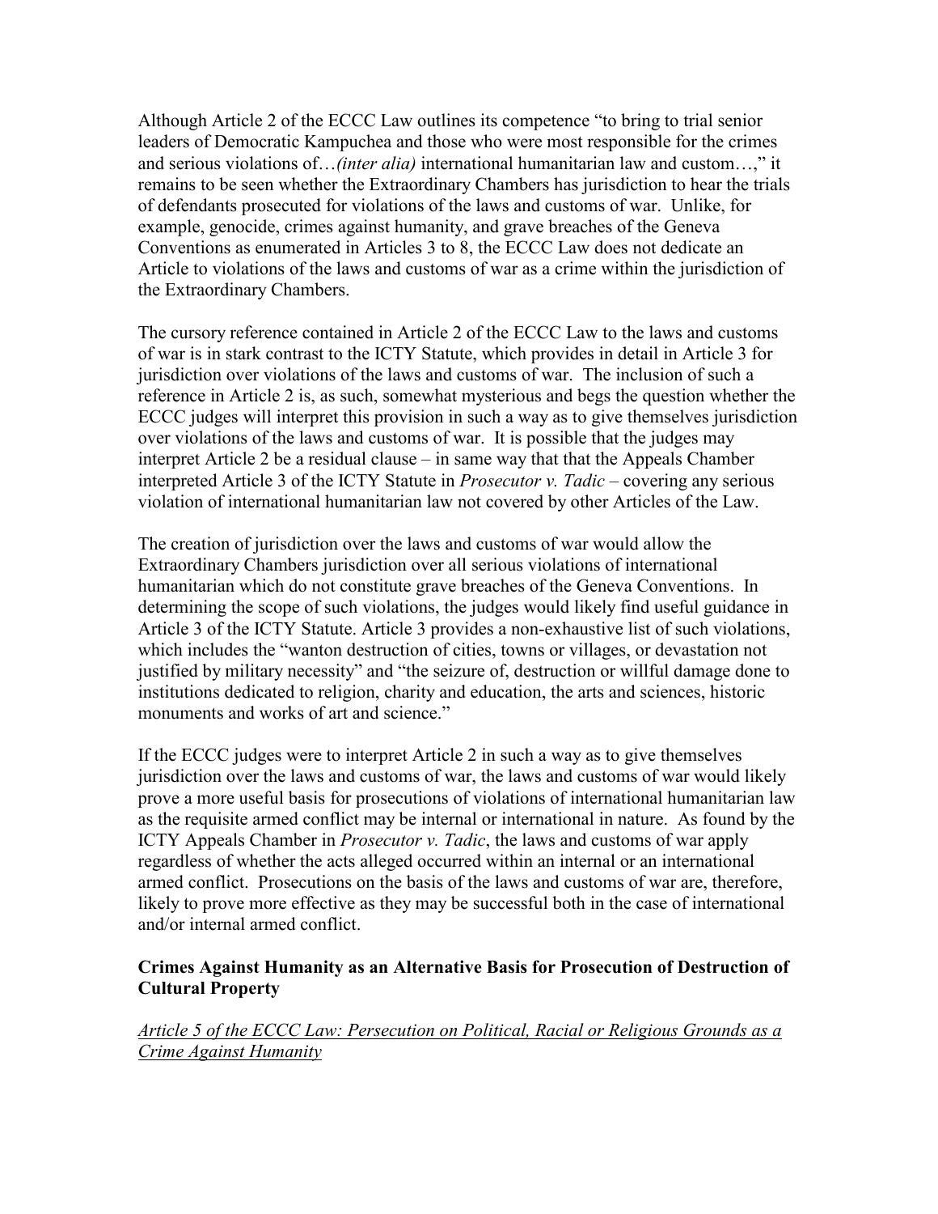Although Article 2 of the ECCC Law outlines its competence "to bring to trial senior leaders of Democratic Kampuchea and those who were most responsible for the crimes and serious violations of…*(inter alia)* international humanitarian law and custom…," it remains to be seen whether the Extraordinary Chambers has jurisdiction to hear the trials of defendants prosecuted for violations of the laws and customs of war. Unlike, for example, genocide, crimes against humanity, and grave breaches of the Geneva Conventions as enumerated in Articles 3 to 8, the ECCC Law does not dedicate an Article to violations of the laws and customs of war as a crime within the jurisdiction of the Extraordinary Chambers.

The cursory reference contained in Article 2 of the ECCC Law to the laws and customs of war is in stark contrast to the ICTY Statute, which provides in detail in Article 3 for jurisdiction over violations of the laws and customs of war. The inclusion of such a reference in Article 2 is, as such, somewhat mysterious and begs the question whether the ECCC judges will interpret this provision in such a way as to give themselves jurisdiction over violations of the laws and customs of war. It is possible that the judges may interpret Article 2 be a residual clause – in same way that that the Appeals Chamber interpreted Article 3 of the ICTY Statute in *Prosecutor v. Tadic* – covering any serious violation of international humanitarian law not covered by other Articles of the Law.

The creation of jurisdiction over the laws and customs of war would allow the Extraordinary Chambers jurisdiction over all serious violations of international humanitarian which do not constitute grave breaches of the Geneva Conventions. In determining the scope of such violations, the judges would likely find useful guidance in Article 3 of the ICTY Statute. Article 3 provides a non-exhaustive list of such violations, which includes the "wanton destruction of cities, towns or villages, or devastation not justified by military necessity" and "the seizure of, destruction or willful damage done to institutions dedicated to religion, charity and education, the arts and sciences, historic monuments and works of art and science."

If the ECCC judges were to interpret Article 2 in such a way as to give themselves jurisdiction over the laws and customs of war, the laws and customs of war would likely prove a more useful basis for prosecutions of violations of international humanitarian law as the requisite armed conflict may be internal or international in nature. As found by the ICTY Appeals Chamber in *Prosecutor v. Tadic*, the laws and customs of war apply regardless of whether the acts alleged occurred within an internal or an international armed conflict. Prosecutions on the basis of the laws and customs of war are, therefore, likely to prove more effective as they may be successful both in the case of international and/or internal armed conflict.

**Crimes Against Humanity as an Alternative Basis for Prosecution of Destruction of Cultural Property**

<u>*Article 5 of the ECCC Law: Persecution on Political, Racial or Religious Grounds as a Crime Against Humanity*</u>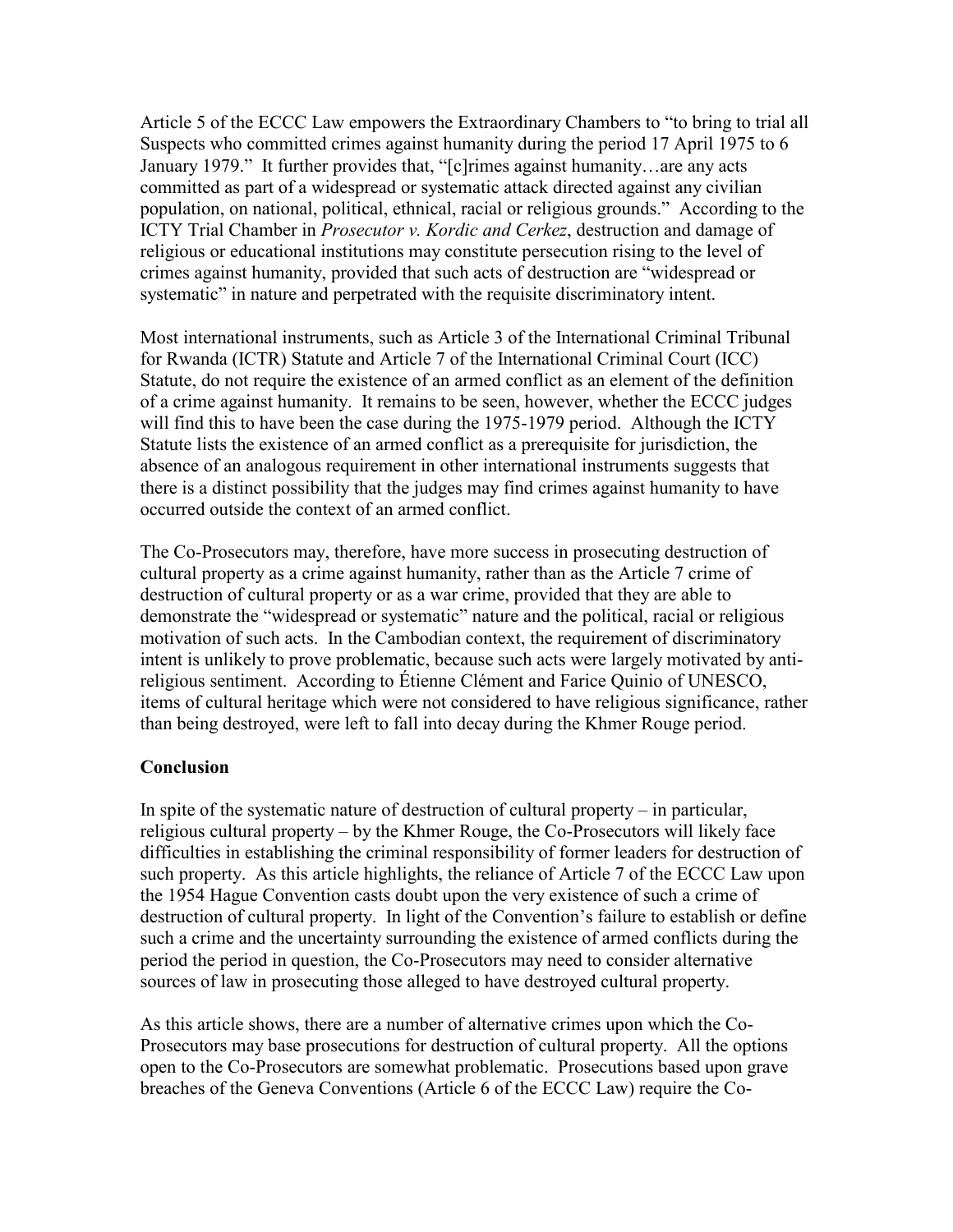Article 5 of the ECCC Law empowers the Extraordinary Chambers to "to bring to trial all Suspects who committed crimes against humanity during the period 17 April 1975 to 6 January 1979." It further provides that, "[c]rimes against humanity…are any acts committed as part of a widespread or systematic attack directed against any civilian population, on national, political, ethnical, racial or religious grounds." According to the ICTY Trial Chamber in *Prosecutor v. Kordic and Cerkez*, destruction and damage of religious or educational institutions may constitute persecution rising to the level of crimes against humanity, provided that such acts of destruction are "widespread or systematic" in nature and perpetrated with the requisite discriminatory intent.

Most international instruments, such as Article 3 of the International Criminal Tribunal for Rwanda (ICTR) Statute and Article 7 of the International Criminal Court (ICC) Statute, do not require the existence of an armed conflict as an element of the definition of a crime against humanity. It remains to be seen, however, whether the ECCC judges will find this to have been the case during the 1975-1979 period. Although the ICTY Statute lists the existence of an armed conflict as a prerequisite for jurisdiction, the absence of an analogous requirement in other international instruments suggests that there is a distinct possibility that the judges may find crimes against humanity to have occurred outside the context of an armed conflict.

The Co-Prosecutors may, therefore, have more success in prosecuting destruction of cultural property as a crime against humanity, rather than as the Article 7 crime of destruction of cultural property or as a war crime, provided that they are able to demonstrate the "widespread or systematic" nature and the political, racial or religious motivation of such acts. In the Cambodian context, the requirement of discriminatory intent is unlikely to prove problematic, because such acts were largely motivated by anti-religious sentiment. According to Étienne Clément and Farice Quinio of UNESCO, items of cultural heritage which were not considered to have religious significance, rather than being destroyed, were left to fall into decay during the Khmer Rouge period.

**Conclusion**

In spite of the systematic nature of destruction of cultural property – in particular, religious cultural property – by the Khmer Rouge, the Co-Prosecutors will likely face difficulties in establishing the criminal responsibility of former leaders for destruction of such property. As this article highlights, the reliance of Article 7 of the ECCC Law upon the 1954 Hague Convention casts doubt upon the very existence of such a crime of destruction of cultural property. In light of the Convention's failure to establish or define such a crime and the uncertainty surrounding the existence of armed conflicts during the period the period in question, the Co-Prosecutors may need to consider alternative sources of law in prosecuting those alleged to have destroyed cultural property.

As this article shows, there are a number of alternative crimes upon which the Co-Prosecutors may base prosecutions for destruction of cultural property. All the options open to the Co-Prosecutors are somewhat problematic. Prosecutions based upon grave breaches of the Geneva Conventions (Article 6 of the ECCC Law) require the Co-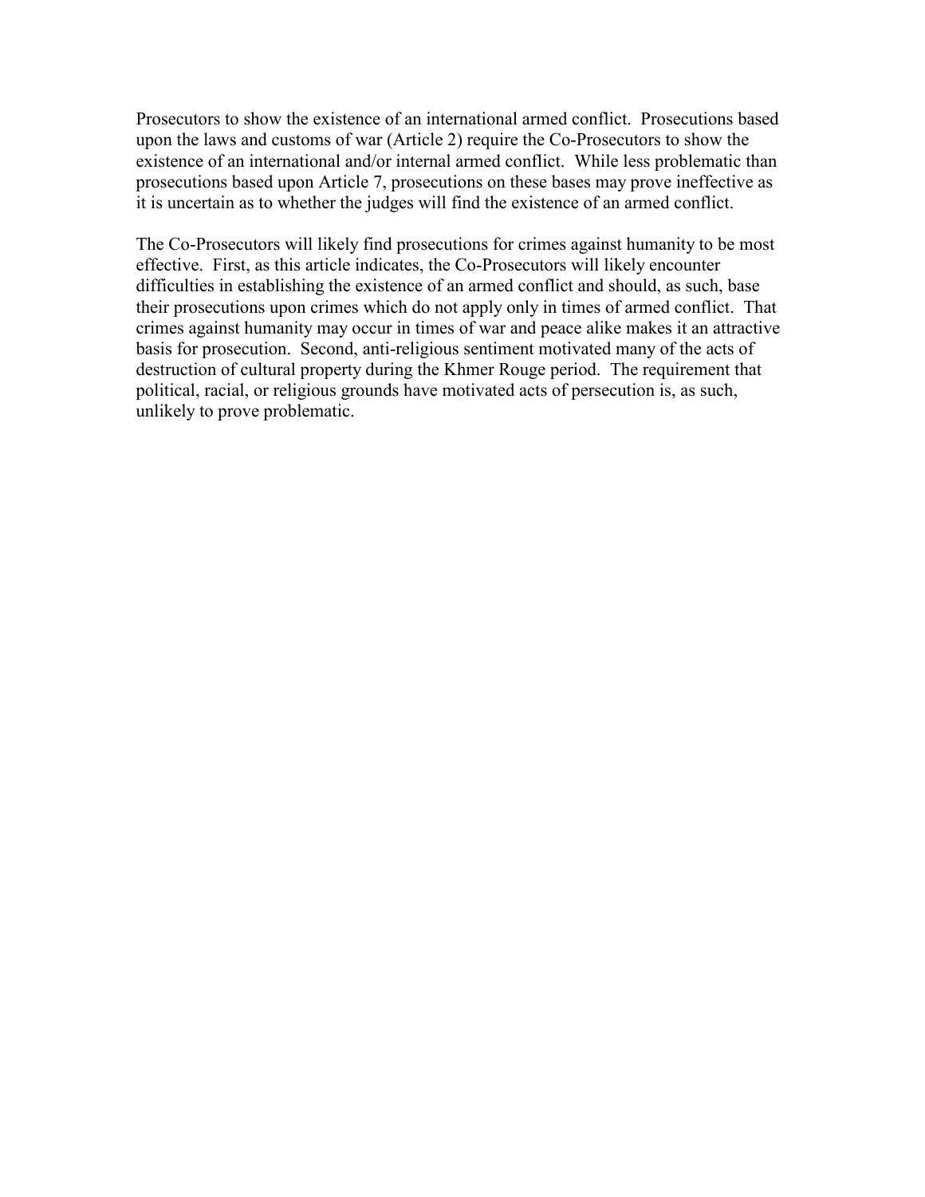Prosecutors to show the existence of an international armed conflict. Prosecutions based upon the laws and customs of war (Article 2) require the Co-Prosecutors to show the existence of an international and/or internal armed conflict. While less problematic than prosecutions based upon Article 7, prosecutions on these bases may prove ineffective as it is uncertain as to whether the judges will find the existence of an armed conflict.

The Co-Prosecutors will likely find prosecutions for crimes against humanity to be most effective. First, as this article indicates, the Co-Prosecutors will likely encounter difficulties in establishing the existence of an armed conflict and should, as such, base their prosecutions upon crimes which do not apply only in times of armed conflict. That crimes against humanity may occur in times of war and peace alike makes it an attractive basis for prosecution. Second, anti-religious sentiment motivated many of the acts of destruction of cultural property during the Khmer Rouge period. The requirement that political, racial, or religious grounds have motivated acts of persecution is, as such, unlikely to prove problematic.